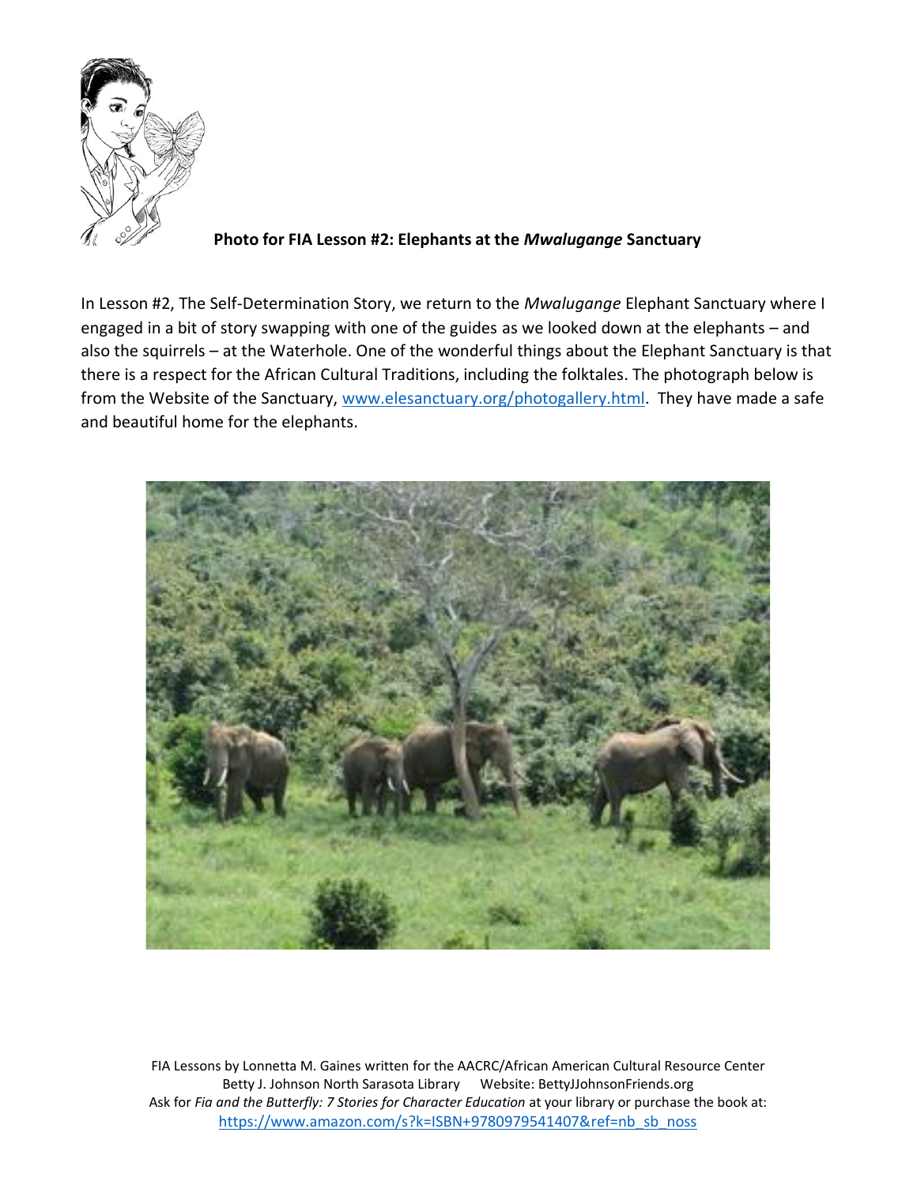**Photo for FIA Lesson #2: Elephants at the *Mwalugange* Sanctuary**

In Lesson #2, The Self-Determination Story, we return to the *Mwalugange* Elephant Sanctuary where I engaged in a bit of story swapping with one of the guides as we looked down at the elephants – and also the squirrels – at the Waterhole. One of the wonderful things about the Elephant Sanctuary is that there is a respect for the African Cultural Traditions, including the folktales. The photograph below is from the Website of the Sanctuary, www.elesanctuary.org/photogallery.html. They have made a safe and beautiful home for the elephants.

FIA Lessons by Lonnetta M. Gaines written for the AACRC/African American Cultural Resource Center
Betty J. Johnson North Sarasota Library Website: BettyJJohnsonFriends.org
Ask for *Fia and the Butterfly: 7 Stories for Character Education* at your library or purchase the book at:
https://www.amazon.com/s?k=ISBN+9780979541407&ref=nb_sb_noss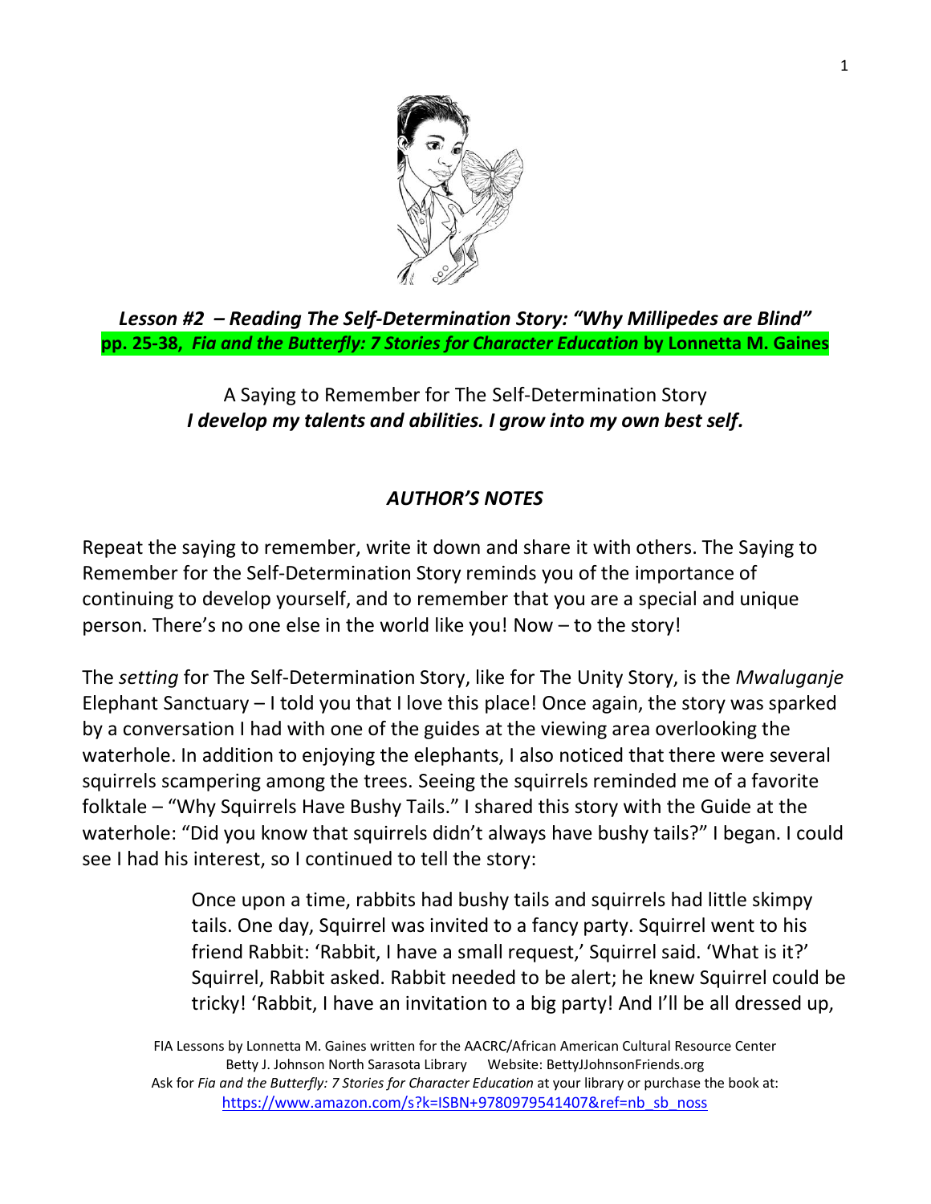***Lesson #2 – Reading The Self-Determination Story: "Why Millipedes are Blind"***
**pp. 25-38, *Fia and the Butterfly: 7 Stories for Character Education* by Lonnetta M. Gaines**

A Saying to Remember for The Self-Determination Story
***I develop my talents and abilities. I grow into my own best self.***

## *AUTHOR'S NOTES*

Repeat the saying to remember, write it down and share it with others. The Saying to Remember for the Self-Determination Story reminds you of the importance of continuing to develop yourself, and to remember that you are a special and unique person. There's no one else in the world like you! Now – to the story!

The *setting* for The Self-Determination Story, like for The Unity Story, is the *Mwaluganje* Elephant Sanctuary – I told you that I love this place! Once again, the story was sparked by a conversation I had with one of the guides at the viewing area overlooking the waterhole. In addition to enjoying the elephants, I also noticed that there were several squirrels scampering among the trees. Seeing the squirrels reminded me of a favorite folktale – "Why Squirrels Have Bushy Tails." I shared this story with the Guide at the waterhole: "Did you know that squirrels didn't always have bushy tails?" I began. I could see I had his interest, so I continued to tell the story:

> Once upon a time, rabbits had bushy tails and squirrels had little skimpy tails. One day, Squirrel was invited to a fancy party. Squirrel went to his friend Rabbit: 'Rabbit, I have a small request,' Squirrel said. 'What is it?' Squirrel, Rabbit asked. Rabbit needed to be alert; he knew Squirrel could be tricky! 'Rabbit, I have an invitation to a big party! And I'll be all dressed up,

FIA Lessons by Lonnetta M. Gaines written for the AACRC/African American Cultural Resource Center
Betty J. Johnson North Sarasota Library Website: BettyJJohnsonFriends.org
Ask for *Fia and the Butterfly: 7 Stories for Character Education* at your library or purchase the book at:
https://www.amazon.com/s?k=ISBN+9780979541407&ref=nb_sb_noss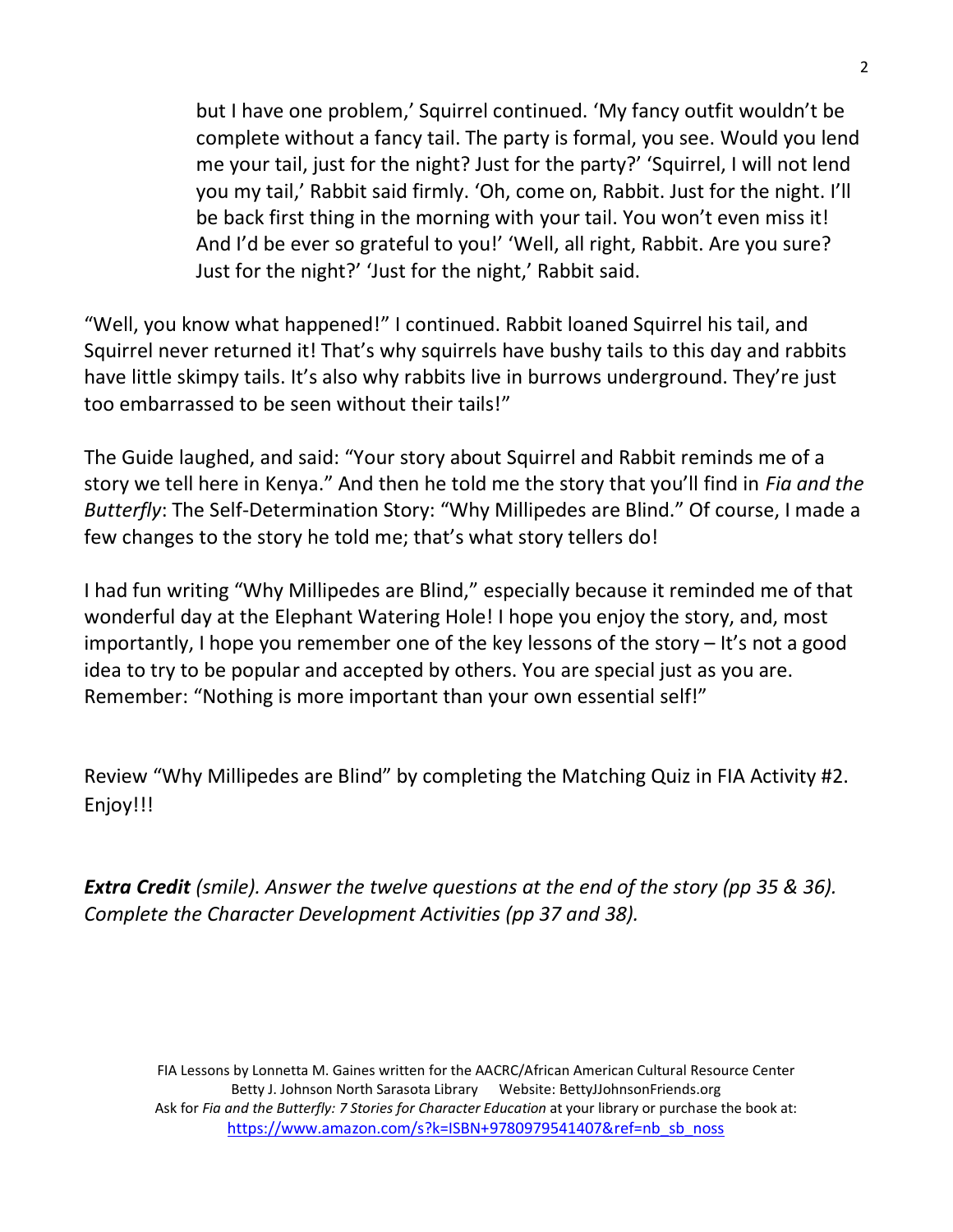> but I have one problem,' Squirrel continued. 'My fancy outfit wouldn't be complete without a fancy tail. The party is formal, you see. Would you lend me your tail, just for the night? Just for the party?' 'Squirrel, I will not lend you my tail,' Rabbit said firmly. 'Oh, come on, Rabbit. Just for the night. I'll be back first thing in the morning with your tail. You won't even miss it! And I'd be ever so grateful to you!' 'Well, all right, Rabbit. Are you sure? Just for the night?' 'Just for the night,' Rabbit said.

"Well, you know what happened!" I continued. Rabbit loaned Squirrel his tail, and Squirrel never returned it! That's why squirrels have bushy tails to this day and rabbits have little skimpy tails. It's also why rabbits live in burrows underground. They're just too embarrassed to be seen without their tails!"

The Guide laughed, and said: "Your story about Squirrel and Rabbit reminds me of a story we tell here in Kenya." And then he told me the story that you'll find in *Fia and the Butterfly*: The Self-Determination Story: "Why Millipedes are Blind." Of course, I made a few changes to the story he told me; that's what story tellers do!

I had fun writing "Why Millipedes are Blind," especially because it reminded me of that wonderful day at the Elephant Watering Hole! I hope you enjoy the story, and, most importantly, I hope you remember one of the key lessons of the story – It's not a good idea to try to be popular and accepted by others. You are special just as you are. Remember: "Nothing is more important than your own essential self!"

Review "Why Millipedes are Blind" by completing the Matching Quiz in FIA Activity #2. Enjoy!!!

***Extra Credit** (smile). Answer the twelve questions at the end of the story (pp 35 & 36). Complete the Character Development Activities (pp 37 and 38).*

FIA Lessons by Lonnetta M. Gaines written for the AACRC/African American Cultural Resource Center
Betty J. Johnson North Sarasota Library Website: BettyJJohnsonFriends.org
Ask for *Fia and the Butterfly: 7 Stories for Character Education* at your library or purchase the book at:
https://www.amazon.com/s?k=ISBN+9780979541407&ref=nb_sb_noss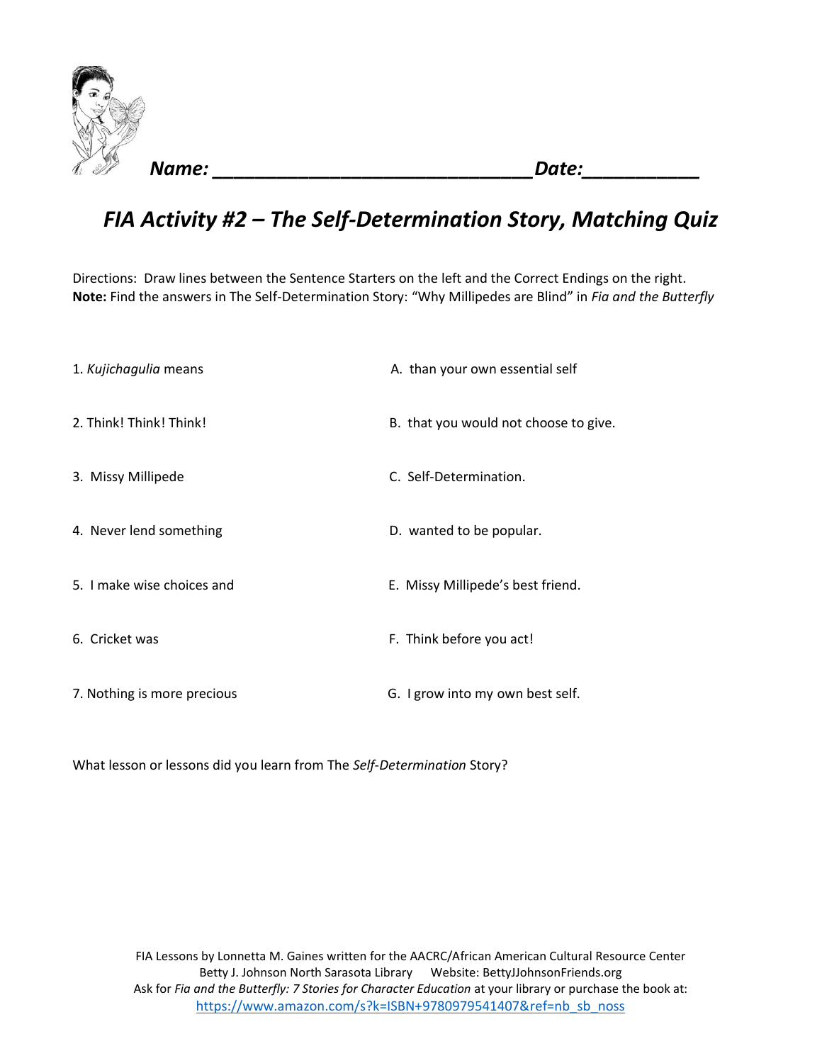**Name: ______________________________ Date: ___________**

# *FIA Activity #2 – The Self-Determination Story, Matching Quiz*

Directions: Draw lines between the Sentence Starters on the left and the Correct Endings on the right.
**Note:** Find the answers in The Self-Determination Story: "Why Millipedes are Blind" in *Fia and the Butterfly*

| | |
|---|---|
| 1. *Kujichagulia* means | A. than your own essential self |
| 2. Think! Think! Think! | B. that you would not choose to give. |
| 3. Missy Millipede | C. Self-Determination. |
| 4. Never lend something | D. wanted to be popular. |
| 5. I make wise choices and | E. Missy Millipede's best friend. |
| 6. Cricket was | F. Think before you act! |
| 7. Nothing is more precious | G. I grow into my own best self. |

What lesson or lessons did you learn from The *Self-Determination* Story?

FIA Lessons by Lonnetta M. Gaines written for the AACRC/African American Cultural Resource Center
Betty J. Johnson North Sarasota Library Website: BettyJJohnsonFriends.org
Ask for *Fia and the Butterfly: 7 Stories for Character Education* at your library or purchase the book at:
https://www.amazon.com/s?k=ISBN+9780979541407&ref=nb_sb_noss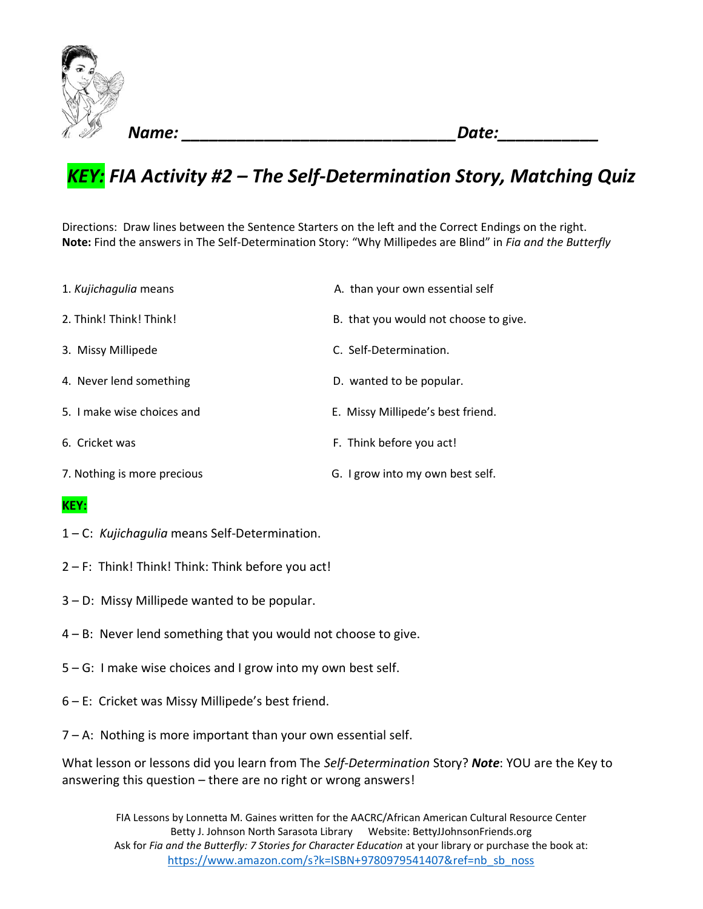***Name:* ______________________________ *Date:*___________**

# ***KEY:* FIA Activity #2 – The Self-Determination Story, Matching Quiz**

Directions: Draw lines between the Sentence Starters on the left and the Correct Endings on the right.
**Note:** Find the answers in The Self-Determination Story: "Why Millipedes are Blind" in *Fia and the Butterfly*

| | |
|---|---|
| 1. *Kujichagulia* means | A. than your own essential self |
| 2. Think! Think! Think! | B. that you would not choose to give. |
| 3. Missy Millipede | C. Self-Determination. |
| 4. Never lend something | D. wanted to be popular. |
| 5. I make wise choices and | E. Missy Millipede's best friend. |
| 6. Cricket was | F. Think before you act! |
| 7. Nothing is more precious | G. I grow into my own best self. |

**KEY:**

1 – C: *Kujichagulia* means Self-Determination.

2 – F: Think! Think! Think: Think before you act!

3 – D: Missy Millipede wanted to be popular.

4 – B: Never lend something that you would not choose to give.

5 – G: I make wise choices and I grow into my own best self.

6 – E: Cricket was Missy Millipede's best friend.

7 – A: Nothing is more important than your own essential self.

What lesson or lessons did you learn from The *Self-Determination* Story? ***Note***: YOU are the Key to answering this question – there are no right or wrong answers!

FIA Lessons by Lonnetta M. Gaines written for the AACRC/African American Cultural Resource Center
Betty J. Johnson North Sarasota Library Website: BettyJJohnsonFriends.org
Ask for *Fia and the Butterfly: 7 Stories for Character Education* at your library or purchase the book at:
https://www.amazon.com/s?k=ISBN+9780979541407&ref=nb_sb_noss